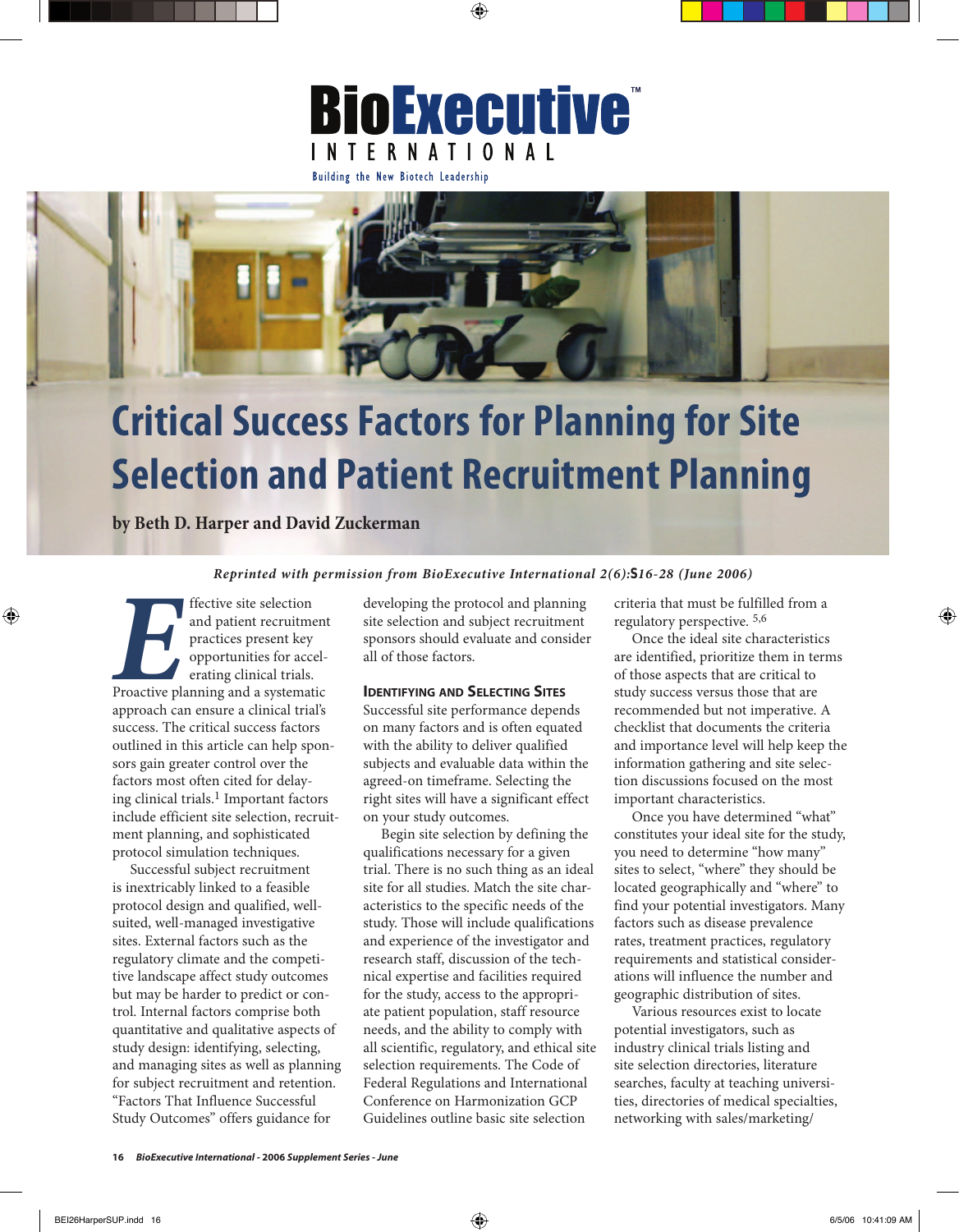# Critical Success Factors for Planning for Site Selection and Patient Recruitment Planning

**by Beth D. Harper and David Zuckerman**

***Reprinted with permission from BioExecutive International 2(6):S16-28 (June 2006)***

Effective site selection and patient recruitment practices present key opportunities for accelerating clinical trials. Proactive planning and a systematic approach can ensure a clinical trial's success. The critical success factors outlined in this article can help sponsors gain greater control over the factors most often cited for delaying clinical trials.[1] Important factors include efficient site selection, recruitment planning, and sophisticated protocol simulation techniques.

Successful subject recruitment is inextricably linked to a feasible protocol design and qualified, well-suited, well-managed investigative sites. External factors such as the regulatory climate and the competitive landscape affect study outcomes but may be harder to predict or control. Internal factors comprise both quantitative and qualitative aspects of study design: identifying, selecting, and managing sites as well as planning for subject recruitment and retention. "Factors That Influence Successful Study Outcomes" offers guidance for developing the protocol and planning site selection and subject recruitment sponsors should evaluate and consider all of those factors.

## Identifying and Selecting Sites

Successful site performance depends on many factors and is often equated with the ability to deliver qualified subjects and evaluable data within the agreed-on timeframe. Selecting the right sites will have a significant effect on your study outcomes.

Begin site selection by defining the qualifications necessary for a given trial. There is no such thing as an ideal site for all studies. Match the site characteristics to the specific needs of the study. Those will include qualifications and experience of the investigator and research staff, discussion of the technical expertise and facilities required for the study, access to the appropriate patient population, staff resource needs, and the ability to comply with all scientific, regulatory, and ethical site selection requirements. The Code of Federal Regulations and International Conference on Harmonization GCP Guidelines outline basic site selection criteria that must be fulfilled from a regulatory perspective.[5,6]

Once the ideal site characteristics are identified, prioritize them in terms of those aspects that are critical to study success versus those that are recommended but not imperative. A checklist that documents the criteria and importance level will help keep the information gathering and site selection discussions focused on the most important characteristics.

Once you have determined "what" constitutes your ideal site for the study, you need to determine "how many" sites to select, "where" they should be located geographically and "where" to find your potential investigators. Many factors such as disease prevalence rates, treatment practices, regulatory requirements and statistical considerations will influence the number and geographic distribution of sites.

Various resources exist to locate potential investigators, such as industry clinical trials listing and site selection directories, literature searches, faculty at teaching universities, directories of medical specialties, networking with sales/marketing/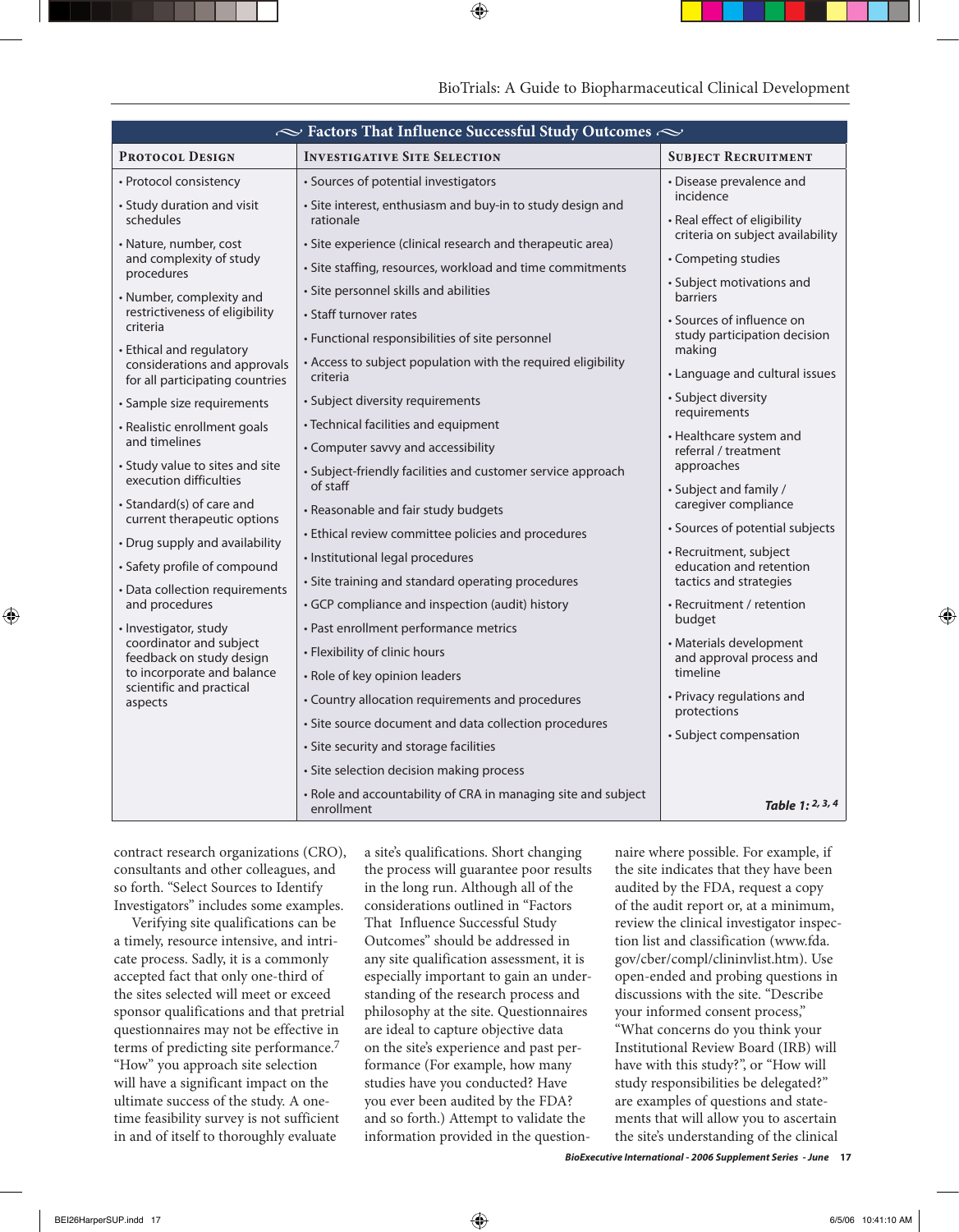| Factors That Influence Successful Study Outcomes | | |
|---|---|---|
| **Protocol Design** | **Investigative Site Selection** | **Subject Recruitment** |
| • Protocol consistency<br>• Study duration and visit schedules<br>• Nature, number, cost and complexity of study procedures<br>• Number, complexity and restrictiveness of eligibility criteria<br>• Ethical and regulatory considerations and approvals for all participating countries<br>• Sample size requirements<br>• Realistic enrollment goals and timelines<br>• Study value to sites and site execution difficulties<br>• Standard(s) of care and current therapeutic options<br>• Drug supply and availability<br>• Safety profile of compound<br>• Data collection requirements and procedures<br>• Investigator, study coordinator and subject feedback on study design to incorporate and balance scientific and practical aspects | • Sources of potential investigators<br>• Site interest, enthusiasm and buy-in to study design and rationale<br>• Site experience (clinical research and therapeutic area)<br>• Site staffing, resources, workload and time commitments<br>• Site personnel skills and abilities<br>• Staff turnover rates<br>• Functional responsibilities of site personnel<br>• Access to subject population with the required eligibility criteria<br>• Subject diversity requirements<br>• Technical facilities and equipment<br>• Computer savvy and accessibility<br>• Subject-friendly facilities and customer service approach of staff<br>• Reasonable and fair study budgets<br>• Ethical review committee policies and procedures<br>• Institutional legal procedures<br>• Site training and standard operating procedures<br>• GCP compliance and inspection (audit) history<br>• Past enrollment performance metrics<br>• Flexibility of clinic hours<br>• Role of key opinion leaders<br>• Country allocation requirements and procedures<br>• Site source document and data collection procedures<br>• Site security and storage facilities<br>• Site selection decision making process<br>• Role and accountability of CRA in managing site and subject enrollment | • Disease prevalence and incidence<br>• Real effect of eligibility criteria on subject availability<br>• Competing studies<br>• Subject motivations and barriers<br>• Sources of influence on study participation decision making<br>• Language and cultural issues<br>• Subject diversity requirements<br>• Healthcare system and referral / treatment approaches<br>• Subject and family / caregiver compliance<br>• Sources of potential subjects<br>• Recruitment, subject education and retention tactics and strategies<br>• Recruitment / retention budget<br>• Materials development and approval process and timeline<br>• Privacy regulations and protections<br>• Subject compensation |

*Table 1:* [2, 3, 4]

contract research organizations (CRO), consultants and other colleagues, and so forth. "Select Sources to Identify Investigators" includes some examples.

Verifying site qualifications can be a timely, resource intensive, and intricate process. Sadly, it is a commonly accepted fact that only one-third of the sites selected will meet or exceed sponsor qualifications and that pretrial questionnaires may not be effective in terms of predicting site performance.[7] "How" you approach site selection will have a significant impact on the ultimate success of the study. A one-time feasibility survey is not sufficient in and of itself to thoroughly evaluate a site's qualifications. Short changing the process will guarantee poor results in the long run. Although all of the considerations outlined in "Factors That Influence Successful Study Outcomes" should be addressed in any site qualification assessment, it is especially important to gain an understanding of the research process and philosophy at the site. Questionnaires are ideal to capture objective data on the site's experience and past performance (For example, how many studies have you conducted? Have you ever been audited by the FDA? and so forth.) Attempt to validate the information provided in the questionnaire where possible. For example, if the site indicates that they have been audited by the FDA, request a copy of the audit report or, at a minimum, review the clinical investigator inspection list and classification (www.fda.gov/cber/compl/clininvlist.htm). Use open-ended and probing questions in discussions with the site. "Describe your informed consent process," "What concerns do you think your Institutional Review Board (IRB) will have with this study?", or "How will study responsibilities be delegated?" are examples of questions and statements that will allow you to ascertain the site's understanding of the clinical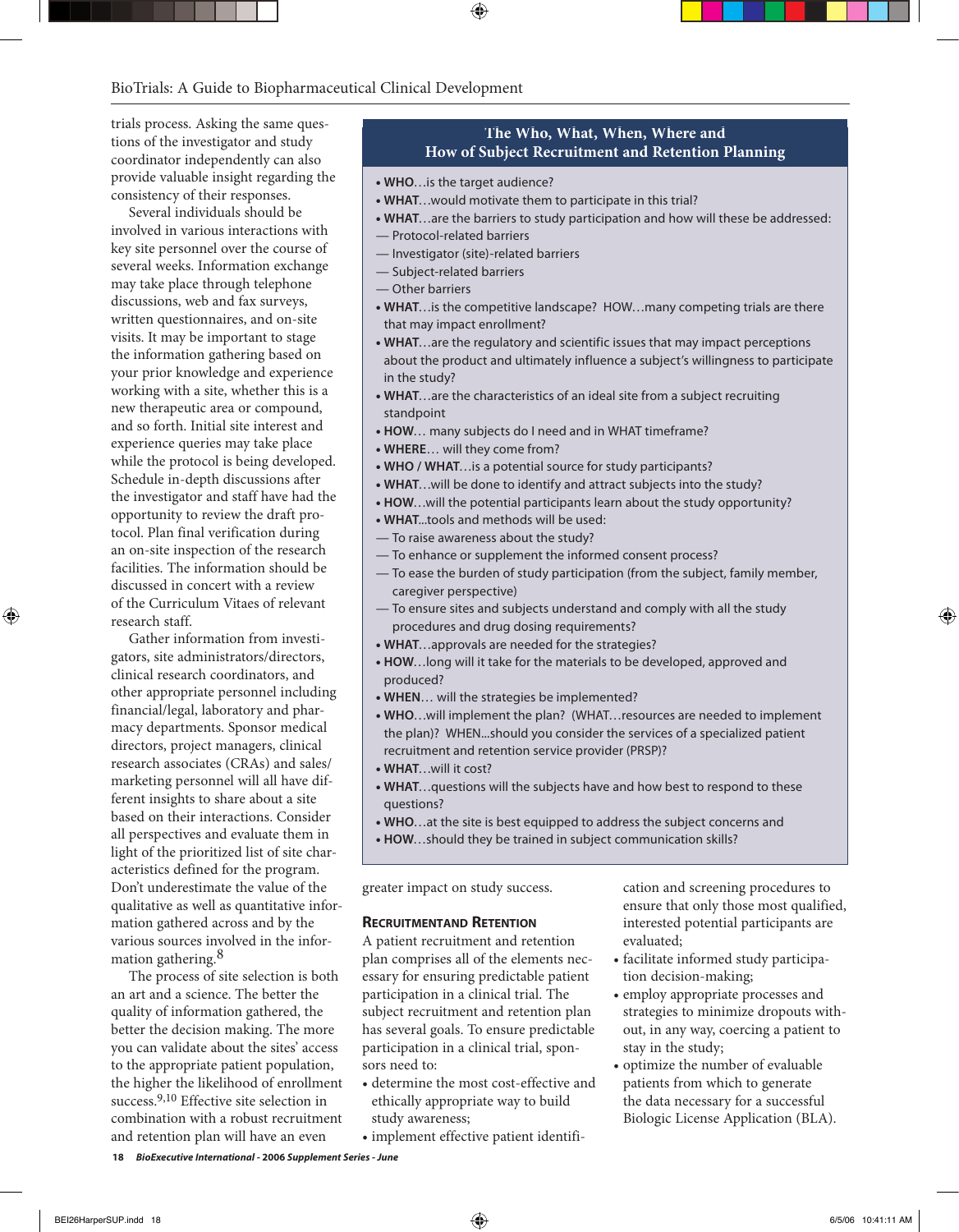trials process. Asking the same questions of the investigator and study coordinator independently can also provide valuable insight regarding the consistency of their responses.

Several individuals should be involved in various interactions with key site personnel over the course of several weeks. Information exchange may take place through telephone discussions, web and fax surveys, written questionnaires, and on-site visits. It may be important to stage the information gathering based on your prior knowledge and experience working with a site, whether this is a new therapeutic area or compound, and so forth. Initial site interest and experience queries may take place while the protocol is being developed. Schedule in-depth discussions after the investigator and staff have had the opportunity to review the draft protocol. Plan final verification during an on-site inspection of the research facilities. The information should be discussed in concert with a review of the Curriculum Vitaes of relevant research staff.

Gather information from investigators, site administrators/directors, clinical research coordinators, and other appropriate personnel including financial/legal, laboratory and pharmacy departments. Sponsor medical directors, project managers, clinical research associates (CRAs) and sales/marketing personnel will all have different insights to share about a site based on their interactions. Consider all perspectives and evaluate them in light of the prioritized list of site characteristics defined for the program. Don't underestimate the value of the qualitative as well as quantitative information gathered across and by the various sources involved in the information gathering.[8]

The process of site selection is both an art and a science. The better the quality of information gathered, the better the decision making. The more you can validate about the sites' access to the appropriate patient population, the higher the likelihood of enrollment success.[9,10] Effective site selection in combination with a robust recruitment and retention plan will have an even greater impact on study success.

### The Who, What, When, Where and How of Subject Recruitment and Retention Planning

- **WHO**…is the target audience?
- **WHAT**…would motivate them to participate in this trial?
- **WHAT**…are the barriers to study participation and how will these be addressed:
  - — Protocol-related barriers
  - — Investigator (site)-related barriers
  - — Subject-related barriers
  - — Other barriers
- **WHAT**…is the competitive landscape? HOW…many competing trials are there that may impact enrollment?
- **WHAT**…are the regulatory and scientific issues that may impact perceptions about the product and ultimately influence a subject's willingness to participate in the study?
- **WHAT**…are the characteristics of an ideal site from a subject recruiting standpoint
- **HOW**… many subjects do I need and in WHAT timeframe?
- **WHERE**… will they come from?
- **WHO / WHAT**…is a potential source for study participants?
- **WHAT**…will be done to identify and attract subjects into the study?
- **HOW**…will the potential participants learn about the study opportunity?
- **WHAT**...tools and methods will be used:
  - — To raise awareness about the study?
  - — To enhance or supplement the informed consent process?
  - — To ease the burden of study participation (from the subject, family member, caregiver perspective)
  - — To ensure sites and subjects understand and comply with all the study procedures and drug dosing requirements?
- **WHAT**…approvals are needed for the strategies?
- **HOW**…long will it take for the materials to be developed, approved and produced?
- **WHEN**… will the strategies be implemented?
- **WHO**…will implement the plan? (WHAT…resources are needed to implement the plan)? WHEN...should you consider the services of a specialized patient recruitment and retention service provider (PRSP)?
- **WHAT**…will it cost?
- **WHAT**…questions will the subjects have and how best to respond to these questions?
- **WHO**…at the site is best equipped to address the subject concerns and
- **HOW**…should they be trained in subject communication skills?

## Recruitment and Retention

A patient recruitment and retention plan comprises all of the elements necessary for ensuring predictable patient participation in a clinical trial. The subject recruitment and retention plan has several goals. To ensure predictable participation in a clinical trial, sponsors need to:

- determine the most cost-effective and ethically appropriate way to build study awareness;
- implement effective patient identification and screening procedures to ensure that only those most qualified, interested potential participants are evaluated;
- facilitate informed study participation decision-making;
- employ appropriate processes and strategies to minimize dropouts without, in any way, coercing a patient to stay in the study;
- optimize the number of evaluable patients from which to generate the data necessary for a successful Biologic License Application (BLA).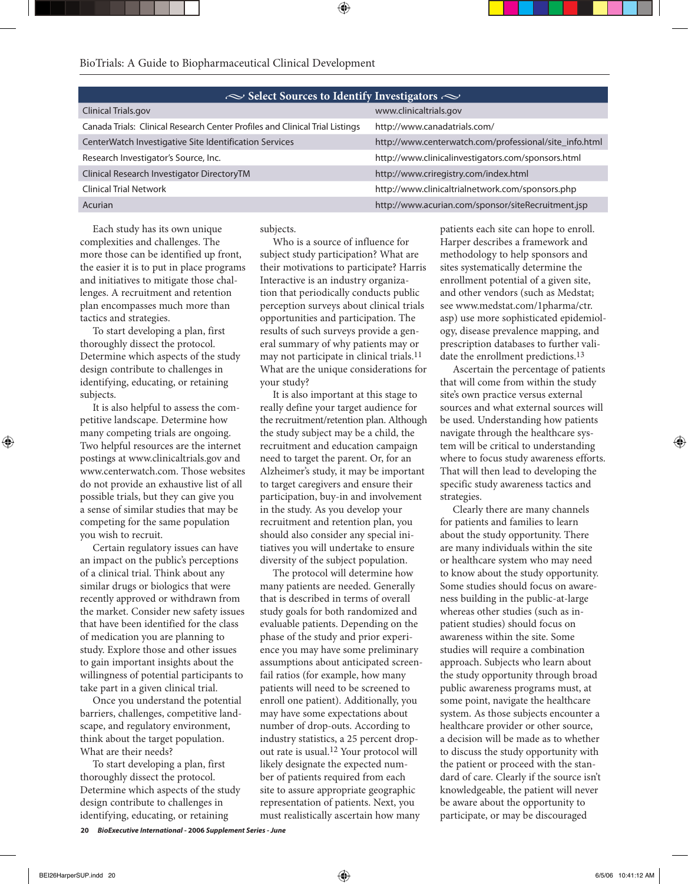| Select Sources to Identify Investigators | |
|---|---|
| Clinical Trials.gov | www.clinicaltrials.gov |
| Canada Trials: Clinical Research Center Profiles and Clinical Trial Listings | http://www.canadatrials.com/ |
| CenterWatch Investigative Site Identification Services | http://www.centerwatch.com/professional/site_info.html |
| Research Investigator's Source, Inc. | http://www.clinicalinvestigators.com/sponsors.html |
| Clinical Research Investigator DirectoryTM | http://www.criregistry.com/index.html |
| Clinical Trial Network | http://www.clinicaltrialnetwork.com/sponsors.php |
| Acurian | http://www.acurian.com/sponsor/siteRecruitment.jsp |

Each study has its own unique complexities and challenges. The more those can be identified up front, the easier it is to put in place programs and initiatives to mitigate those challenges. A recruitment and retention plan encompasses much more than tactics and strategies.

To start developing a plan, first thoroughly dissect the protocol. Determine which aspects of the study design contribute to challenges in identifying, educating, or retaining subjects.

It is also helpful to assess the competitive landscape. Determine how many competing trials are ongoing. Two helpful resources are the internet postings at www.clinicaltrials.gov and www.centerwatch.com. Those websites do not provide an exhaustive list of all possible trials, but they can give you a sense of similar studies that may be competing for the same population you wish to recruit.

Certain regulatory issues can have an impact on the public's perceptions of a clinical trial. Think about any similar drugs or biologics that were recently approved or withdrawn from the market. Consider new safety issues that have been identified for the class of medication you are planning to study. Explore those and other issues to gain important insights about the willingness of potential participants to take part in a given clinical trial.

Once you understand the potential barriers, challenges, competitive landscape, and regulatory environment, think about the target population. What are their needs?

To start developing a plan, first thoroughly dissect the protocol. Determine which aspects of the study design contribute to challenges in identifying, educating, or retaining subjects.

Who is a source of influence for subject study participation? What are their motivations to participate? Harris Interactive is an industry organization that periodically conducts public perception surveys about clinical trials opportunities and participation. The results of such surveys provide a general summary of why patients may or may not participate in clinical trials.[11] What are the unique considerations for your study?

It is also important at this stage to really define your target audience for the recruitment/retention plan. Although the study subject may be a child, the recruitment and education campaign need to target the parent. Or, for an Alzheimer's study, it may be important to target caregivers and ensure their participation, buy-in and involvement in the study. As you develop your recruitment and retention plan, you should also consider any special initiatives you will undertake to ensure diversity of the subject population.

The protocol will determine how many patients are needed. Generally that is described in terms of overall study goals for both randomized and evaluable patients. Depending on the phase of the study and prior experience you may have some preliminary assumptions about anticipated screen-fail ratios (for example, how many patients will need to be screened to enroll one patient). Additionally, you may have some expectations about number of drop-outs. According to industry statistics, a 25 percent drop-out rate is usual.[12] Your protocol will likely designate the expected number of patients required from each site to assure appropriate geographic representation of patients. Next, you must realistically ascertain how many patients each site can hope to enroll. Harper describes a framework and methodology to help sponsors and sites systematically determine the enrollment potential of a given site, and other vendors (such as Medstat; see www.medstat.com/1pharma/ctr.asp) use more sophisticated epidemiology, disease prevalence mapping, and prescription databases to further validate the enrollment predictions.[13]

Ascertain the percentage of patients that will come from within the study site's own practice versus external sources and what external sources will be used. Understanding how patients navigate through the healthcare system will be critical to understanding where to focus study awareness efforts. That will then lead to developing the specific study awareness tactics and strategies.

Clearly there are many channels for patients and families to learn about the study opportunity. There are many individuals within the site or healthcare system who may need to know about the study opportunity. Some studies should focus on awareness building in the public-at-large whereas other studies (such as in-patient studies) should focus on awareness within the site. Some studies will require a combination approach. Subjects who learn about the study opportunity through broad public awareness programs must, at some point, navigate the healthcare system. As those subjects encounter a healthcare provider or other source, a decision will be made as to whether to discuss the study opportunity with the patient or proceed with the standard of care. Clearly if the source isn't knowledgeable, the patient will never be aware about the opportunity to participate, or may be discouraged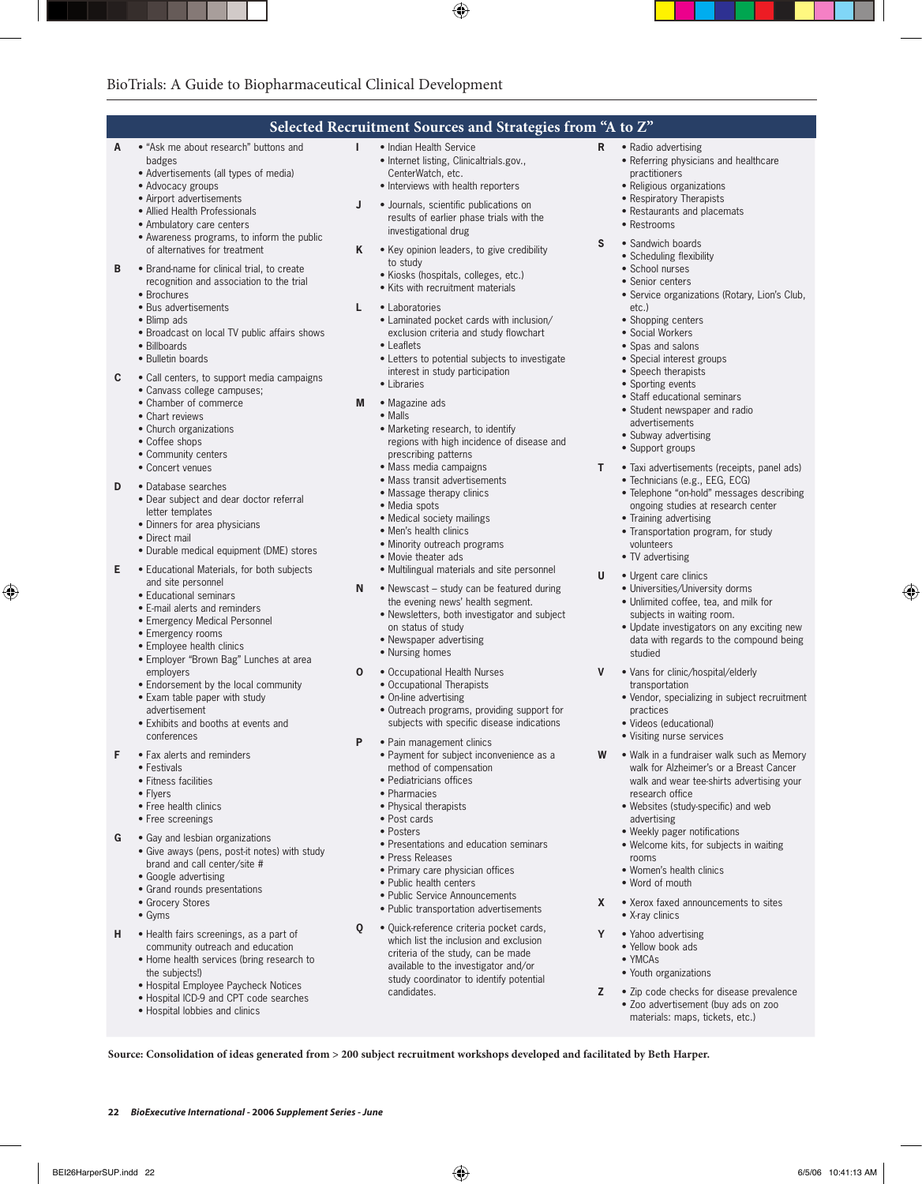## Selected Recruitment Sources and Strategies from "A to Z"

**A**
- "Ask me about research" buttons and badges
- Advertisements (all types of media)
- Advocacy groups
- Airport advertisements
- Allied Health Professionals
- Ambulatory care centers
- Awareness programs, to inform the public of alternatives for treatment

**B**
- Brand-name for clinical trial, to create recognition and association to the trial
- Brochures
- Bus advertisements
- Blimp ads
- Broadcast on local TV public affairs shows
- Billboards
- Bulletin boards

**C**
- Call centers, to support media campaigns
- Canvass college campuses;
- Chamber of commerce
- Chart reviews
- Church organizations
- Coffee shops
- Community centers
- Concert venues

**D**
- Database searches
- Dear subject and dear doctor referral letter templates
- Dinners for area physicians
- Direct mail
- Durable medical equipment (DME) stores

**E**
- Educational Materials, for both subjects and site personnel
- Educational seminars
- E-mail alerts and reminders
- Emergency Medical Personnel
- Emergency rooms
- Employee health clinics
- Employer "Brown Bag" Lunches at area employers
- Endorsement by the local community
- Exam table paper with study advertisement
- Exhibits and booths at events and conferences

**F**
- Fax alerts and reminders
- Festivals
- Fitness facilities
- Flyers
- Free health clinics
- Free screenings

**G**
- Gay and lesbian organizations
- Give aways (pens, post-it notes) with study brand and call center/site #
- Google advertising
- Grand rounds presentations
- Grocery Stores
- Gyms

**H**
- Health fairs screenings, as a part of community outreach and education
- Home health services (bring research to the subjects!)
- Hospital Employee Paycheck Notices
- Hospital ICD-9 and CPT code searches
- Hospital lobbies and clinics

**I**
- Indian Health Service
- Internet listing, Clinicaltrials.gov., CenterWatch, etc.
- Interviews with health reporters

**J**
- Journals, scientific publications on results of earlier phase trials with the investigational drug

**K**
- Key opinion leaders, to give credibility to study
- Kiosks (hospitals, colleges, etc.)
- Kits with recruitment materials

**L**
- Laboratories
- Laminated pocket cards with inclusion/exclusion criteria and study flowchart
- Leaflets
- Letters to potential subjects to investigate interest in study participation
- Libraries

**M**
- Magazine ads
- Malls
- Marketing research, to identify regions with high incidence of disease and prescribing patterns
- Mass media campaigns
- Mass transit advertisements
- Massage therapy clinics
- Media spots
- Medical society mailings
- Men's health clinics
- Minority outreach programs
- Movie theater ads
- Multilingual materials and site personnel

**N**
- Newscast – study can be featured during the evening news' health segment.
- Newsletters, both investigator and subject on status of study
- Newspaper advertising
- Nursing homes

**O**
- Occupational Health Nurses
- Occupational Therapists
- On-line advertising
- Outreach programs, providing support for subjects with specific disease indications

**P**
- Pain management clinics
- Payment for subject inconvenience as a method of compensation
- Pediatricians offices
- Pharmacies
- Physical therapists
- Post cards
- Posters
- Presentations and education seminars
- Press Releases
- Primary care physician offices
- Public health centers
- Public Service Announcements
- Public transportation advertisements

**Q**
- Quick-reference criteria pocket cards, which list the inclusion and exclusion criteria of the study, can be made available to the investigator and/or study coordinator to identify potential candidates.

**R**
- Radio advertising
- Referring physicians and healthcare practitioners
- Religious organizations
- Respiratory Therapists
- Restaurants and placemats
- Restrooms

**S**
- Sandwich boards
- Scheduling flexibility
- School nurses
- Senior centers
- Service organizations (Rotary, Lion's Club, etc.)
- Shopping centers
- Social Workers
- Spas and salons
- Special interest groups
- Speech therapists
- Sporting events
- Staff educational seminars
- Student newspaper and radio advertisements
- Subway advertising
- Support groups

**T**
- Taxi advertisements (receipts, panel ads)
- Technicians (e.g., EEG, ECG)
- Telephone "on-hold" messages describing ongoing studies at research center
- Training advertising
- Transportation program, for study volunteers
- TV advertising

**U**
- Urgent care clinics
- Universities/University dorms
- Unlimited coffee, tea, and milk for subjects in waiting room.
- Update investigators on any exciting new data with regards to the compound being studied

**V**
- Vans for clinic/hospital/elderly transportation
- Vendor, specializing in subject recruitment practices
- Videos (educational)
- Visiting nurse services

**W**
- Walk in a fundraiser walk such as Memory walk for Alzheimer's or a Breast Cancer walk and wear tee-shirts advertising your research office
- Websites (study-specific) and web advertising
- Weekly pager notifications
- Welcome kits, for subjects in waiting rooms
- Women's health clinics
- Word of mouth

**X**
- Xerox faxed announcements to sites
- X-ray clinics

**Y**
- Yahoo advertising
- Yellow book ads
- YMCAs
- Youth organizations

**Z**
- Zip code checks for disease prevalence
- Zoo advertisement (buy ads on zoo materials: maps, tickets, etc.)

**Source: Consolidation of ideas generated from > 200 subject recruitment workshops developed and facilitated by Beth Harper.**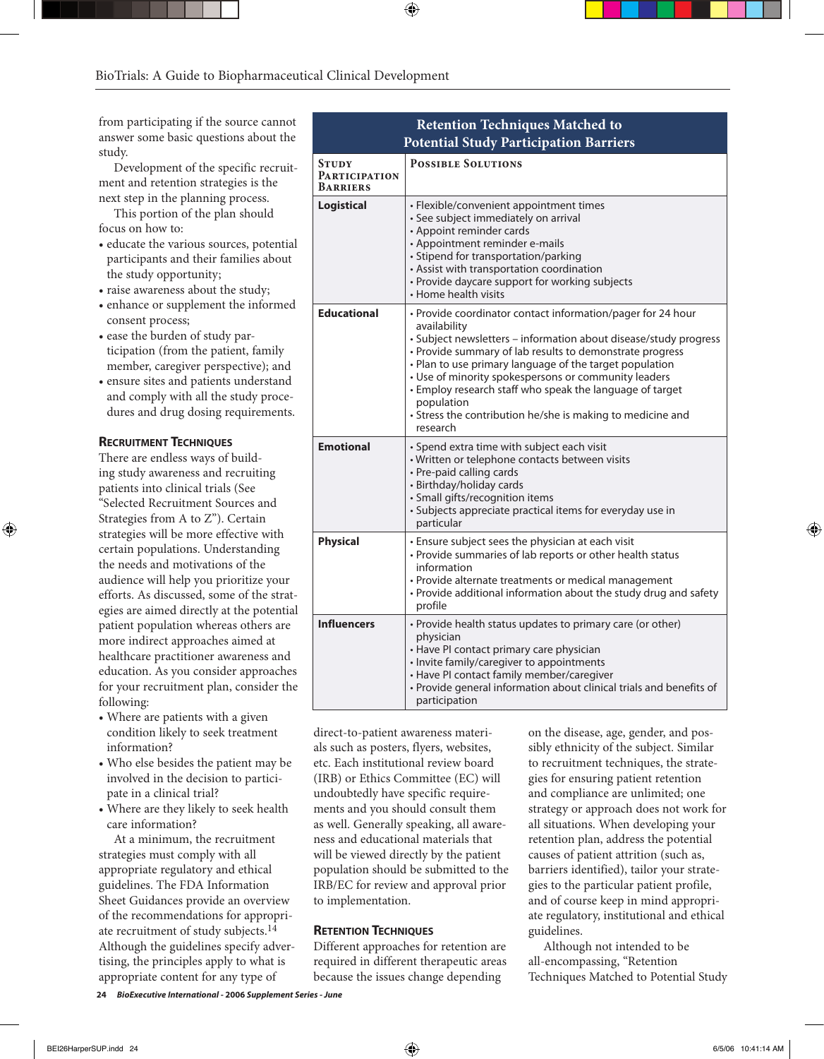from participating if the source cannot answer some basic questions about the study.

Development of the specific recruitment and retention strategies is the next step in the planning process.

This portion of the plan should focus on how to:

- educate the various sources, potential participants and their families about the study opportunity;
- raise awareness about the study;
- enhance or supplement the informed consent process;
- ease the burden of study participation (from the patient, family member, caregiver perspective); and
- ensure sites and patients understand and comply with all the study procedures and drug dosing requirements.

### Recruitment Techniques

There are endless ways of building study awareness and recruiting patients into clinical trials (See "Selected Recruitment Sources and Strategies from A to Z"). Certain strategies will be more effective with certain populations. Understanding the needs and motivations of the audience will help you prioritize your efforts. As discussed, some of the strategies are aimed directly at the potential patient population whereas others are more indirect approaches aimed at healthcare practitioner awareness and education. As you consider approaches for your recruitment plan, consider the following:

- Where are patients with a given condition likely to seek treatment information?
- Who else besides the patient may be involved in the decision to participate in a clinical trial?
- Where are they likely to seek health care information?

At a minimum, the recruitment strategies must comply with all appropriate regulatory and ethical guidelines. The FDA Information Sheet Guidances provide an overview of the recommendations for appropriate recruitment of study subjects.[14] Although the guidelines specify advertising, the principles apply to what is appropriate content for any type of direct-to-patient awareness materials such as posters, flyers, websites, etc. Each institutional review board (IRB) or Ethics Committee (EC) will undoubtedly have specific requirements and you should consult them as well. Generally speaking, all awareness and educational materials that will be viewed directly by the patient population should be submitted to the IRB/EC for review and approval prior to implementation.

**Retention Techniques Matched to Potential Study Participation Barriers**

| Study Participation Barriers | Possible Solutions |
|---|---|
| **Logistical** | • Flexible/convenient appointment times<br>• See subject immediately on arrival<br>• Appoint reminder cards<br>• Appointment reminder e-mails<br>• Stipend for transportation/parking<br>• Assist with transportation coordination<br>• Provide daycare support for working subjects<br>• Home health visits |
| **Educational** | • Provide coordinator contact information/pager for 24 hour availability<br>• Subject newsletters – information about disease/study progress<br>• Provide summary of lab results to demonstrate progress<br>• Plan to use primary language of the target population<br>• Use of minority spokespersons or community leaders<br>• Employ research staff who speak the language of target population<br>• Stress the contribution he/she is making to medicine and research |
| **Emotional** | • Spend extra time with subject each visit<br>• Written or telephone contacts between visits<br>• Pre-paid calling cards<br>• Birthday/holiday cards<br>• Small gifts/recognition items<br>• Subjects appreciate practical items for everyday use in particular |
| **Physical** | • Ensure subject sees the physician at each visit<br>• Provide summaries of lab reports or other health status information<br>• Provide alternate treatments or medical management<br>• Provide additional information about the study drug and safety profile |
| **Influencers** | • Provide health status updates to primary care (or other) physician<br>• Have PI contact primary care physician<br>• Invite family/caregiver to appointments<br>• Have PI contact family member/caregiver<br>• Provide general information about clinical trials and benefits of participation |

### Retention Techniques

Different approaches for retention are required in different therapeutic areas because the issues change depending on the disease, age, gender, and possibly ethnicity of the subject. Similar to recruitment techniques, the strategies for ensuring patient retention and compliance are unlimited; one strategy or approach does not work for all situations. When developing your retention plan, address the potential causes of patient attrition (such as, barriers identified), tailor your strategies to the particular patient profile, and of course keep in mind appropriate regulatory, institutional and ethical guidelines.

Although not intended to be all-encompassing, "Retention Techniques Matched to Potential Study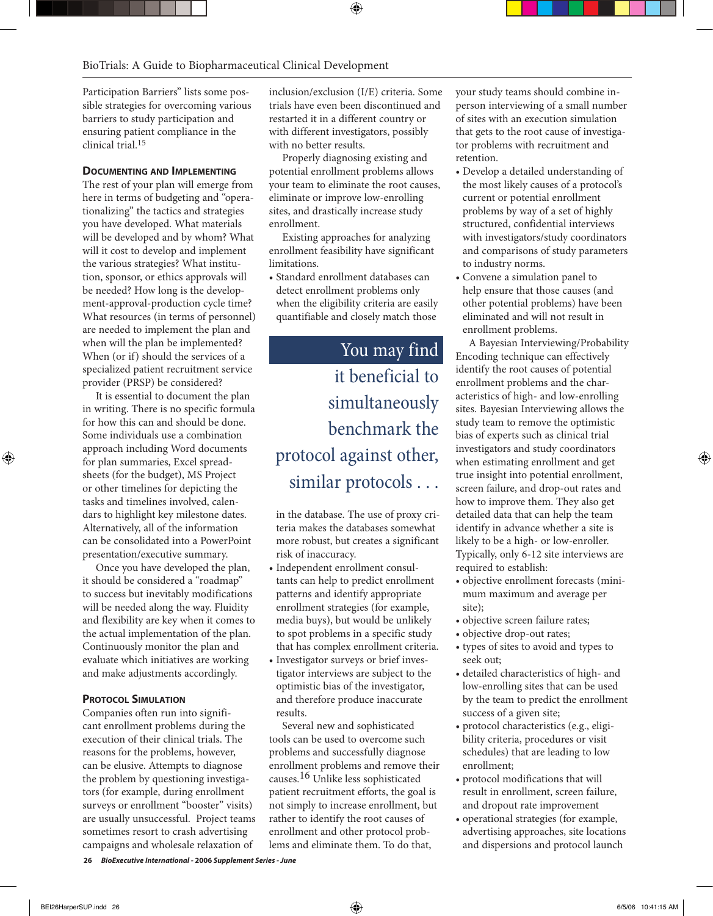Participation Barriers" lists some possible strategies for overcoming various barriers to study participation and ensuring patient compliance in the clinical trial.[15]

## Documenting and Implementing

The rest of your plan will emerge from here in terms of budgeting and "operationalizing" the tactics and strategies you have developed. What materials will be developed and by whom? What will it cost to develop and implement the various strategies? What institution, sponsor, or ethics approvals will be needed? How long is the development-approval-production cycle time? What resources (in terms of personnel) are needed to implement the plan and when will the plan be implemented? When (or if) should the services of a specialized patient recruitment service provider (PRSP) be considered?

It is essential to document the plan in writing. There is no specific formula for how this can and should be done. Some individuals use a combination approach including Word documents for plan summaries, Excel spreadsheets (for the budget), MS Project or other timelines for depicting the tasks and timelines involved, calendars to highlight key milestone dates. Alternatively, all of the information can be consolidated into a PowerPoint presentation/executive summary.

Once you have developed the plan, it should be considered a "roadmap" to success but inevitably modifications will be needed along the way. Fluidity and flexibility are key when it comes to the actual implementation of the plan. Continuously monitor the plan and evaluate which initiatives are working and make adjustments accordingly.

## Protocol Simulation

Companies often run into significant enrollment problems during the execution of their clinical trials. The reasons for the problems, however, can be elusive. Attempts to diagnose the problem by questioning investigators (for example, during enrollment surveys or enrollment "booster" visits) are usually unsuccessful. Project teams sometimes resort to crash advertising campaigns and wholesale relaxation of inclusion/exclusion (I/E) criteria. Some trials have even been discontinued and restarted it in a different country or with different investigators, possibly with no better results.

Properly diagnosing existing and potential enrollment problems allows your team to eliminate the root causes, eliminate or improve low-enrolling sites, and drastically increase study enrollment.

Existing approaches for analyzing enrollment feasibility have significant limitations.

- Standard enrollment databases can detect enrollment problems only when the eligibility criteria are easily quantifiable and closely match those in the database. The use of proxy criteria makes the databases somewhat more robust, but creates a significant risk of inaccuracy.
- Independent enrollment consultants can help to predict enrollment patterns and identify appropriate enrollment strategies (for example, media buys), but would be unlikely to spot problems in a specific study that has complex enrollment criteria.
- Investigator surveys or brief investigator interviews are subject to the optimistic bias of the investigator, and therefore produce inaccurate results.

> You may find it beneficial to simultaneously benchmark the protocol against other, similar protocols . . .

Several new and sophisticated tools can be used to overcome such problems and successfully diagnose enrollment problems and remove their causes.[16] Unlike less sophisticated patient recruitment efforts, the goal is not simply to increase enrollment, but rather to identify the root causes of enrollment and other protocol problems and eliminate them. To do that, your study teams should combine in-person interviewing of a small number of sites with an execution simulation that gets to the root cause of investigator problems with recruitment and retention.

- Develop a detailed understanding of the most likely causes of a protocol's current or potential enrollment problems by way of a set of highly structured, confidential interviews with investigators/study coordinators and comparisons of study parameters to industry norms.
- Convene a simulation panel to help ensure that those causes (and other potential problems) have been eliminated and will not result in enrollment problems.

A Bayesian Interviewing/Probability Encoding technique can effectively identify the root causes of potential enrollment problems and the characteristics of high- and low-enrolling sites. Bayesian Interviewing allows the study team to remove the optimistic bias of experts such as clinical trial investigators and study coordinators when estimating enrollment and get true insight into potential enrollment, screen failure, and drop-out rates and how to improve them. They also get detailed data that can help the team identify in advance whether a site is likely to be a high- or low-enroller. Typically, only 6-12 site interviews are required to establish:

- objective enrollment forecasts (minimum maximum and average per site);
- objective screen failure rates;
- objective drop-out rates;
- types of sites to avoid and types to seek out;
- detailed characteristics of high- and low-enrolling sites that can be used by the team to predict the enrollment success of a given site;
- protocol characteristics (e.g., eligibility criteria, procedures or visit schedules) that are leading to low enrollment;
- protocol modifications that will result in enrollment, screen failure, and dropout rate improvement
- operational strategies (for example, advertising approaches, site locations and dispersions and protocol launch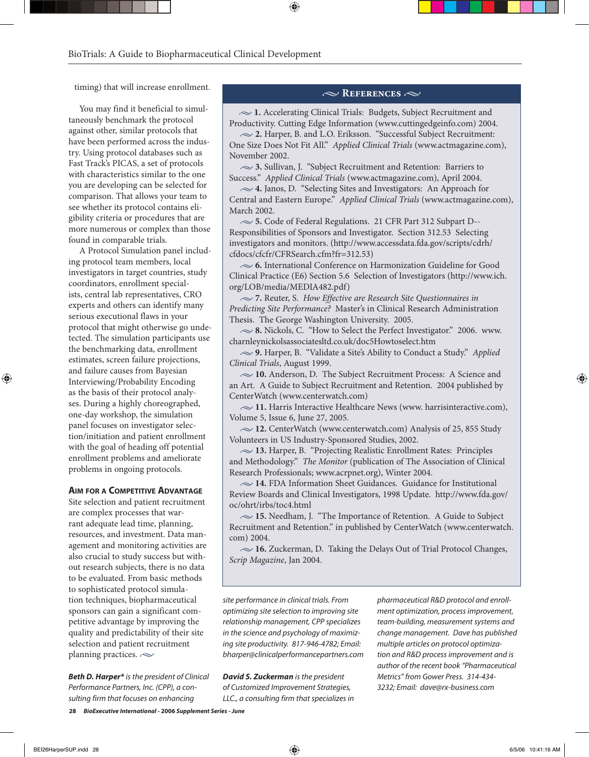timing) that will increase enrollment.

You may find it beneficial to simultaneously benchmark the protocol against other, similar protocols that have been performed across the industry. Using protocol databases such as Fast Track's PICAS, a set of protocols with characteristics similar to the one you are developing can be selected for comparison. That allows your team to see whether its protocol contains eligibility criteria or procedures that are more numerous or complex than those found in comparable trials.

A Protocol Simulation panel including protocol team members, local investigators in target countries, study coordinators, enrollment specialists, central lab representatives, CRO experts and others can identify many serious executional flaws in your protocol that might otherwise go undetected. The simulation participants use the benchmarking data, enrollment estimates, screen failure projections, and failure causes from Bayesian Interviewing/Probability Encoding as the basis of their protocol analyses. During a highly choreographed, one-day workshop, the simulation panel focuses on investigator selection/initiation and patient enrollment with the goal of heading off potential enrollment problems and ameliorate problems in ongoing protocols.

### Aim for a Competitive Advantage

Site selection and patient recruitment are complex processes that warrant adequate lead time, planning, resources, and investment. Data management and monitoring activities are also crucial to study success but without research subjects, there is no data to be evaluated. From basic methods to sophisticated protocol simulation techniques, biopharmaceutical sponsors can gain a significant competitive advantage by improving the quality and predictability of their site selection and patient recruitment planning practices.

## References

**1.** Accelerating Clinical Trials: Budgets, Subject Recruitment and Productivity. Cutting Edge Information (www.cuttingedgeinfo.com) 2004.

**2.** Harper, B. and L.O. Eriksson. "Successful Subject Recruitment: One Size Does Not Fit All." *Applied Clinical Trials* (www.actmagazine.com), November 2002.

**3.** Sullivan, J. "Subject Recruitment and Retention: Barriers to Success." *Applied Clinical Trials* (www.actmagazine.com), April 2004.

**4.** Janos, D. "Selecting Sites and Investigators: An Approach for Central and Eastern Europe." *Applied Clinical Trials* (www.actmagazine.com), March 2002.

**5.** Code of Federal Regulations. 21 CFR Part 312 Subpart D--Responsibilities of Sponsors and Investigator. Section 312.53 Selecting investigators and monitors. (http://www.accessdata.fda.gov/scripts/cdrh/cfdocs/cfcfr/CFRSearch.cfm?fr=312.53)

**6.** International Conference on Harmonization Guideline for Good Clinical Practice (E6) Section 5.6 Selection of Investigators (http://www.ich.org/LOB/media/MEDIA482.pdf)

**7.** Reuter, S. *How Effective are Research Site Questionnaires in Predicting Site Performance?* Master's in Clinical Research Administration Thesis. The George Washington University. 2005.

**8.** Nickols, C. "How to Select the Perfect Investigator." 2006. www.charnleynickolsassociatesltd.co.uk/doc5Howtoselect.htm

**9.** Harper, B. "Validate a Site's Ability to Conduct a Study." *Applied Clinical Trials*, August 1999.

**10.** Anderson, D. The Subject Recruitment Process: A Science and an Art. A Guide to Subject Recruitment and Retention. 2004 published by CenterWatch (www.centerwatch.com)

**11.** Harris Interactive Healthcare News (www. harrisinteractive.com), Volume 5, Issue 6, June 27, 2005.

**12.** CenterWatch (www.centerwatch.com) Analysis of 25, 855 Study Volunteers in US Industry-Sponsored Studies, 2002.

**13.** Harper, B. "Projecting Realistic Enrollment Rates: Principles and Methodology." *The Monitor* (publication of The Association of Clinical Research Professionals; www.acrpnet.org), Winter 2004.

**14.** FDA Information Sheet Guidances. Guidance for Institutional Review Boards and Clinical Investigators, 1998 Update. http://www.fda.gov/oc/ohrt/irbs/toc4.html

**15.** Needham, J. "The Importance of Retention. A Guide to Subject Recruitment and Retention." in published by CenterWatch (www.centerwatch.com) 2004.

**16.** Zuckerman, D. Taking the Delays Out of Trial Protocol Changes, *Scrip Magazine*, Jan 2004.

***Beth D. Harper**** *is the president of Clinical Performance Partners, Inc. (CPP), a consulting firm that focuses on enhancing site performance in clinical trials. From optimizing site selection to improving site relationship management, CPP specializes in the science and psychology of maximizing site productivity. 817-946-4782; Email: bharper@clinicalperformancepartners.com*

***David S. Zuckerman*** *is the president of Customized Improvement Strategies, LLC., a consulting firm that specializes in pharmaceutical R&D protocol and enrollment optimization, process improvement, team-building, measurement systems and change management. Dave has published multiple articles on protocol optimization and R&D process improvement and is author of the recent book "Pharmaceutical Metrics" from Gower Press. 314-434-3232; Email: dave@rx-business.com*